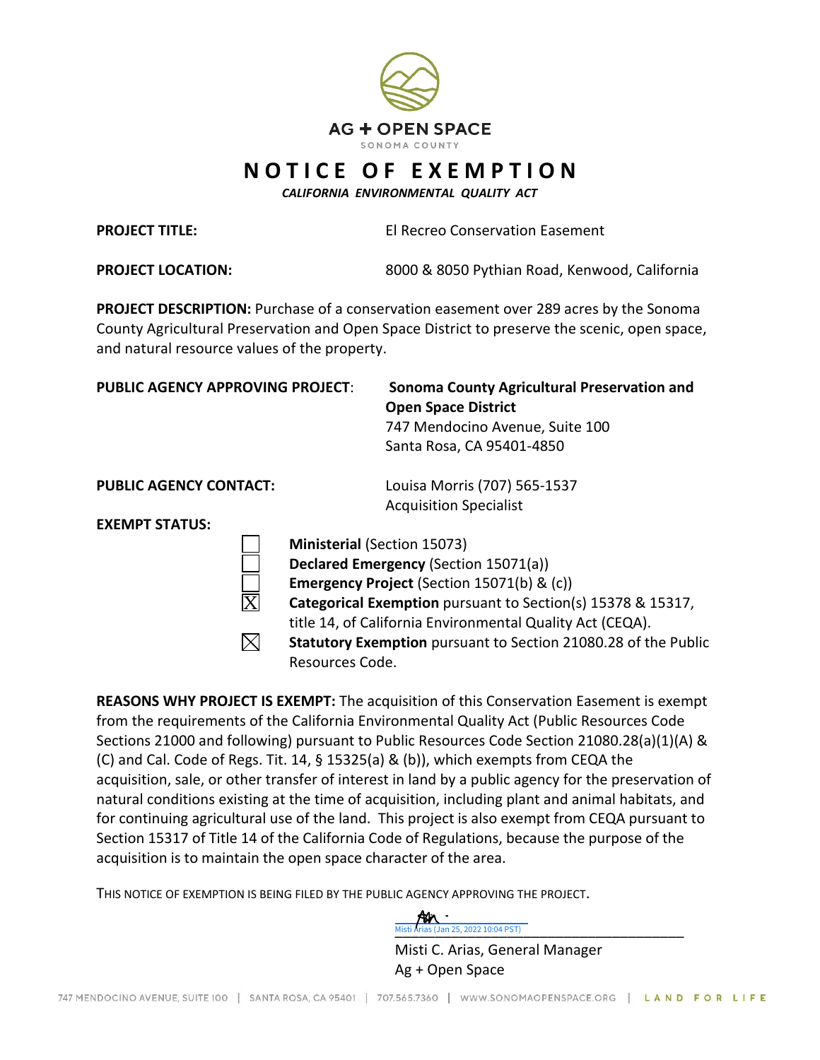AG + OPEN SPACE

SONOMA COUNTY

# NOTICE OF EXEMPTION

*CALIFORNIA ENVIRONMENTAL QUALITY ACT*

**PROJECT TITLE:** El Recreo Conservation Easement

**PROJECT LOCATION:** 8000 & 8050 Pythian Road, Kenwood, California

**PROJECT DESCRIPTION:** Purchase of a conservation easement over 289 acres by the Sonoma County Agricultural Preservation and Open Space District to preserve the scenic, open space, and natural resource values of the property.

**PUBLIC AGENCY APPROVING PROJECT**: **Sonoma County Agricultural Preservation and Open Space District**
747 Mendocino Avenue, Suite 100
Santa Rosa, CA 95401-4850

**PUBLIC AGENCY CONTACT:** Louisa Morris (707) 565-1537
Acquisition Specialist

**EXEMPT STATUS:**

- ☐ **Ministerial** (Section 15073)
- ☐ **Declared Emergency** (Section 15071(a))
- ☐ **Emergency Project** (Section 15071(b) & (c))
- ☒ **Categorical Exemption** pursuant to Section(s) 15378 & 15317, title 14, of California Environmental Quality Act (CEQA).
- ☒ **Statutory Exemption** pursuant to Section 21080.28 of the Public Resources Code.

**REASONS WHY PROJECT IS EXEMPT:** The acquisition of this Conservation Easement is exempt from the requirements of the California Environmental Quality Act (Public Resources Code Sections 21000 and following) pursuant to Public Resources Code Section 21080.28(a)(1)(A) & (C) and Cal. Code of Regs. Tit. 14, § 15325(a) & (b)), which exempts from CEQA the acquisition, sale, or other transfer of interest in land by a public agency for the preservation of natural conditions existing at the time of acquisition, including plant and animal habitats, and for continuing agricultural use of the land. This project is also exempt from CEQA pursuant to Section 15317 of Title 14 of the California Code of Regulations, because the purpose of the acquisition is to maintain the open space character of the area.

THIS NOTICE OF EXEMPTION IS BEING FILED BY THE PUBLIC AGENCY APPROVING THE PROJECT.

Misti Arias (Jan 25, 2022 10:04 PST)

Misti C. Arias, General Manager
Ag + Open Space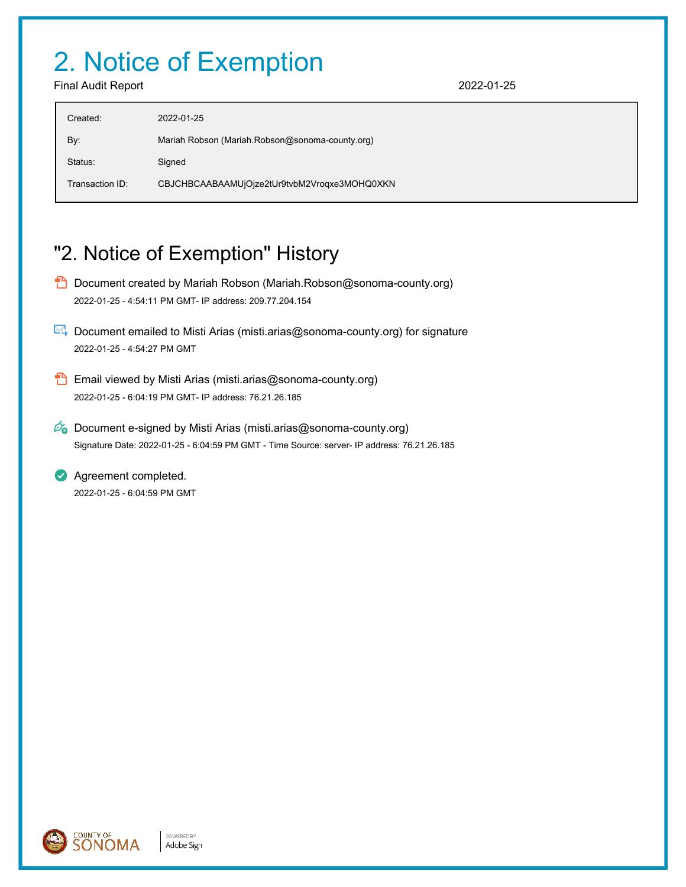# 2. Notice of Exemption

Final Audit Report 2022-01-25

| | |
|---|---|
| Created: | 2022-01-25 |
| By: | Mariah Robson (Mariah.Robson@sonoma-county.org) |
| Status: | Signed |
| Transaction ID: | CBJCHBCAABAAMUjOjze2tUr9tvbM2Vroqxe3MOHQ0XKN |

## "2. Notice of Exemption" History

- Document created by Mariah Robson (Mariah.Robson@sonoma-county.org)
  2022-01-25 - 4:54:11 PM GMT- IP address: 209.77.204.154

- Document emailed to Misti Arias (misti.arias@sonoma-county.org) for signature
  2022-01-25 - 4:54:27 PM GMT

- Email viewed by Misti Arias (misti.arias@sonoma-county.org)
  2022-01-25 - 6:04:19 PM GMT- IP address: 76.21.26.185

- Document e-signed by Misti Arias (misti.arias@sonoma-county.org)
  Signature Date: 2022-01-25 - 6:04:59 PM GMT - Time Source: server- IP address: 76.21.26.185

- Agreement completed.
  2022-01-25 - 6:04:59 PM GMT

COUNTY OF SONOMA | POWERED BY Adobe Sign